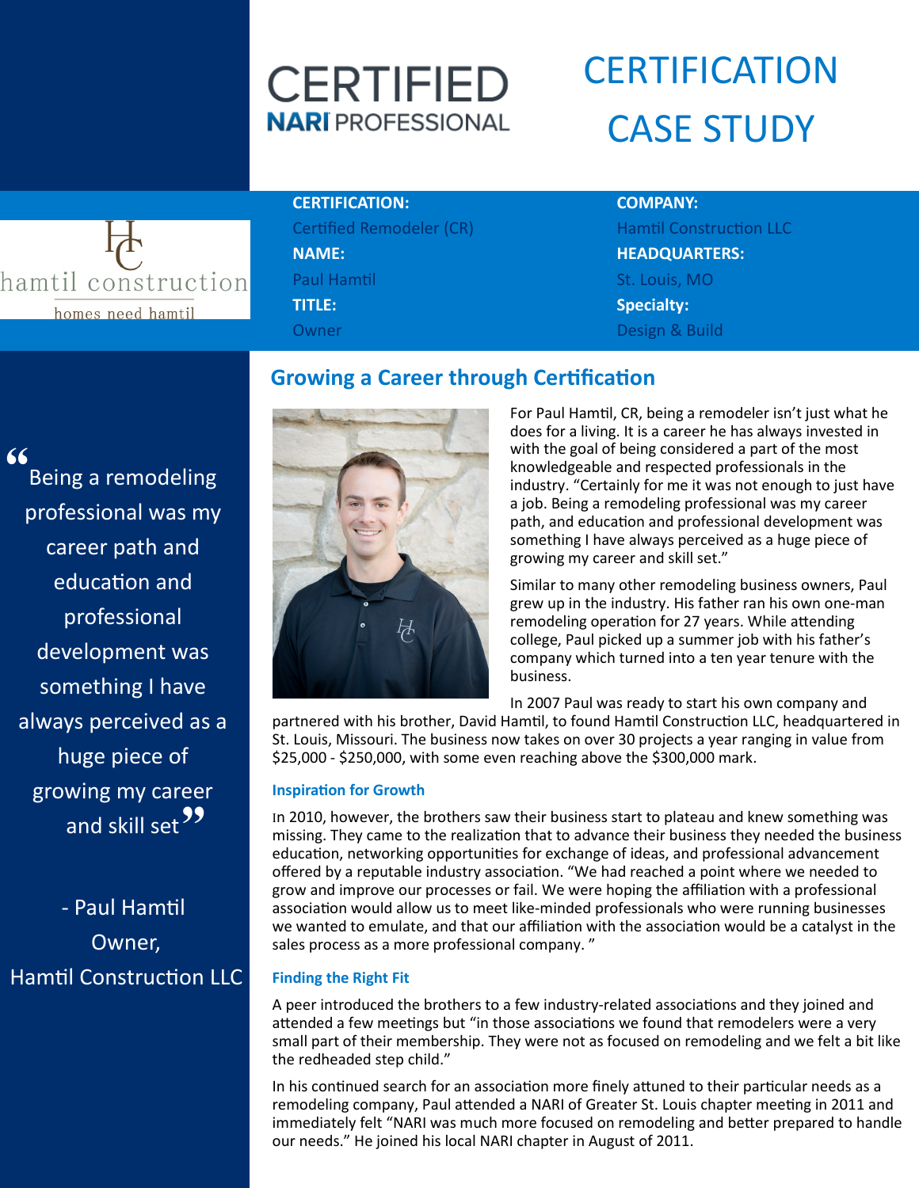# CERTIFIED NARI PROFESSIONAL

# CERTIFICATION CASE STUDY

hamtil construction

homes need hamtil

**CERTIFICATION:**
Certified Remodeler (CR)

**NAME:**
Paul Hamtil

**TITLE:**
Owner

**COMPANY:**
Hamtil Construction LLC

**HEADQUARTERS:**
St. Louis, MO

**Specialty:**
Design & Build

> "Being a remodeling professional was my career path and education and professional development was something I have always perceived as a huge piece of growing my career and skill set"
>
> - Paul Hamtil
> Owner,
> Hamtil Construction LLC

## Growing a Career through Certification

For Paul Hamtil, CR, being a remodeler isn't just what he does for a living. It is a career he has always invested in with the goal of being considered a part of the most knowledgeable and respected professionals in the industry. "Certainly for me it was not enough to just have a job. Being a remodeling professional was my career path, and education and professional development was something I have always perceived as a huge piece of growing my career and skill set."

Similar to many other remodeling business owners, Paul grew up in the industry. His father ran his own one-man remodeling operation for 27 years. While attending college, Paul picked up a summer job with his father's company which turned into a ten year tenure with the business.

In 2007 Paul was ready to start his own company and partnered with his brother, David Hamtil, to found Hamtil Construction LLC, headquartered in St. Louis, Missouri. The business now takes on over 30 projects a year ranging in value from $25,000 - $250,000, with some even reaching above the $300,000 mark.

### Inspiration for Growth

In 2010, however, the brothers saw their business start to plateau and knew something was missing. They came to the realization that to advance their business they needed the business education, networking opportunities for exchange of ideas, and professional advancement offered by a reputable industry association. "We had reached a point where we needed to grow and improve our processes or fail. We were hoping the affiliation with a professional association would allow us to meet like-minded professionals who were running businesses we wanted to emulate, and that our affiliation with the association would be a catalyst in the sales process as a more professional company. "

### Finding the Right Fit

A peer introduced the brothers to a few industry-related associations and they joined and attended a few meetings but "in those associations we found that remodelers were a very small part of their membership. They were not as focused on remodeling and we felt a bit like the redheaded step child."

In his continued search for an association more finely attuned to their particular needs as a remodeling company, Paul attended a NARI of Greater St. Louis chapter meeting in 2011 and immediately felt "NARI was much more focused on remodeling and better prepared to handle our needs." He joined his local NARI chapter in August of 2011.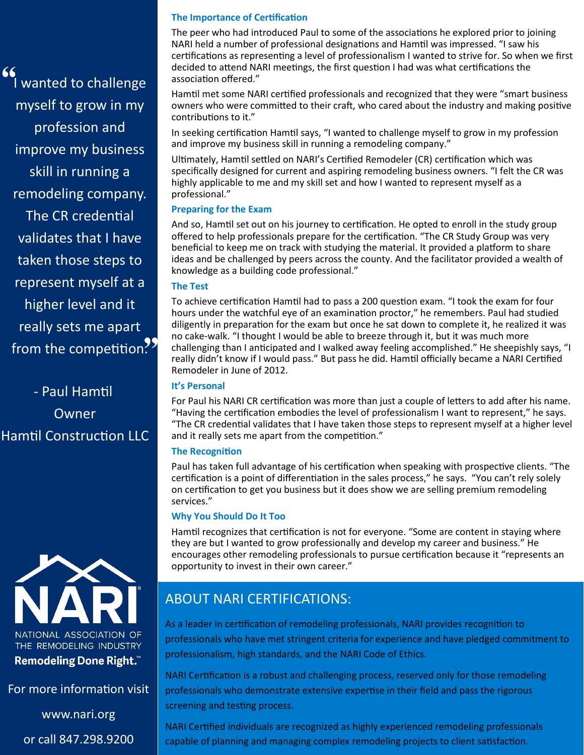> "I wanted to challenge myself to grow in my profession and improve my business skill in running a remodeling company. The CR credential validates that I have taken those steps to represent myself at a higher level and it really sets me apart from the competition."
>
> - Paul Hamtil
> Owner
> Hamtil Construction LLC

### The Importance of Certification

The peer who had introduced Paul to some of the associations he explored prior to joining NARI held a number of professional designations and Hamtil was impressed. "I saw his certifications as representing a level of professionalism I wanted to strive for. So when we first decided to attend NARI meetings, the first question I had was what certifications the association offered."

Hamtil met some NARI certified professionals and recognized that they were "smart business owners who were committed to their craft, who cared about the industry and making positive contributions to it."

In seeking certification Hamtil says, "I wanted to challenge myself to grow in my profession and improve my business skill in running a remodeling company."

Ultimately, Hamtil settled on NARI's Certified Remodeler (CR) certification which was specifically designed for current and aspiring remodeling business owners. "I felt the CR was highly applicable to me and my skill set and how I wanted to represent myself as a professional."

### Preparing for the Exam

And so, Hamtil set out on his journey to certification. He opted to enroll in the study group offered to help professionals prepare for the certification. "The CR Study Group was very beneficial to keep me on track with studying the material. It provided a platform to share ideas and be challenged by peers across the county. And the facilitator provided a wealth of knowledge as a building code professional."

### The Test

To achieve certification Hamtil had to pass a 200 question exam. "I took the exam for four hours under the watchful eye of an examination proctor," he remembers. Paul had studied diligently in preparation for the exam but once he sat down to complete it, he realized it was no cake-walk. "I thought I would be able to breeze through it, but it was much more challenging than I anticipated and I walked away feeling accomplished." He sheepishly says, "I really didn't know if I would pass." But pass he did. Hamtil officially became a NARI Certified Remodeler in June of 2012.

### It's Personal

For Paul his NARI CR certification was more than just a couple of letters to add after his name. "Having the certification embodies the level of professionalism I want to represent," he says. "The CR credential validates that I have taken those steps to represent myself at a higher level and it really sets me apart from the competition."

### The Recognition

Paul has taken full advantage of his certification when speaking with prospective clients. "The certification is a point of differentiation in the sales process," he says. "You can't rely solely on certification to get you business but it does show we are selling premium remodeling services."

### Why You Should Do It Too

Hamtil recognizes that certification is not for everyone. "Some are content in staying where they are but I wanted to grow professionally and develop my career and business." He encourages other remodeling professionals to pursue certification because it "represents an opportunity to invest in their own career."

## ABOUT NARI CERTIFICATIONS:

As a leader in certification of remodeling professionals, NARI provides recognition to professionals who have met stringent criteria for experience and have pledged commitment to professionalism, high standards, and the NARI Code of Ethics.

NARI Certification is a robust and challenging process, reserved only for those remodeling professionals who demonstrate extensive expertise in their field and pass the rigorous screening and testing process.

NARI Certified individuals are recognized as highly experienced remodeling professionals capable of planning and managing complex remodeling projects to client satisfaction.

NARI®
NATIONAL ASSOCIATION OF THE REMODELING INDUSTRY
Remodeling Done Right.™

For more information visit www.nari.org or call 847.298.9200